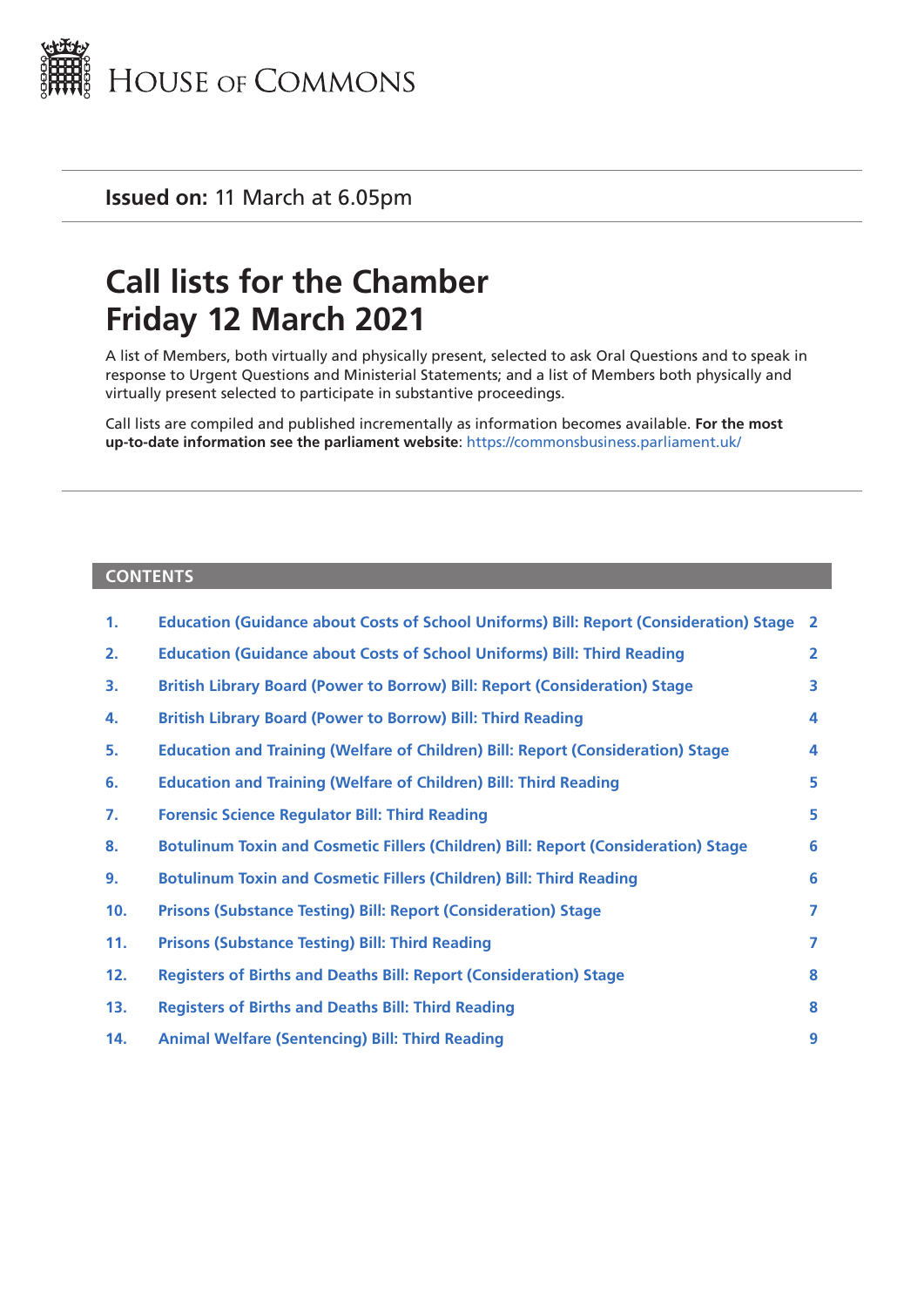# House of Commons

**Issued on:** 11 March at 6.05pm

# Call lists for the Chamber Friday 12 March 2021

A list of Members, both virtually and physically present, selected to ask Oral Questions and to speak in response to Urgent Questions and Ministerial Statements; and a list of Members both physically and virtually present selected to participate in substantive proceedings.

Call lists are compiled and published incrementally as information becomes available. **For the most up-to-date information see the parliament website**: https://commonsbusiness.parliament.uk/

## CONTENTS

| | | |
|---|---|---|
| 1. | Education (Guidance about Costs of School Uniforms) Bill: Report (Consideration) Stage | 2 |
| 2. | Education (Guidance about Costs of School Uniforms) Bill: Third Reading | 2 |
| 3. | British Library Board (Power to Borrow) Bill: Report (Consideration) Stage | 3 |
| 4. | British Library Board (Power to Borrow) Bill: Third Reading | 4 |
| 5. | Education and Training (Welfare of Children) Bill: Report (Consideration) Stage | 4 |
| 6. | Education and Training (Welfare of Children) Bill: Third Reading | 5 |
| 7. | Forensic Science Regulator Bill: Third Reading | 5 |
| 8. | Botulinum Toxin and Cosmetic Fillers (Children) Bill: Report (Consideration) Stage | 6 |
| 9. | Botulinum Toxin and Cosmetic Fillers (Children) Bill: Third Reading | 6 |
| 10. | Prisons (Substance Testing) Bill: Report (Consideration) Stage | 7 |
| 11. | Prisons (Substance Testing) Bill: Third Reading | 7 |
| 12. | Registers of Births and Deaths Bill: Report (Consideration) Stage | 8 |
| 13. | Registers of Births and Deaths Bill: Third Reading | 8 |
| 14. | Animal Welfare (Sentencing) Bill: Third Reading | 9 |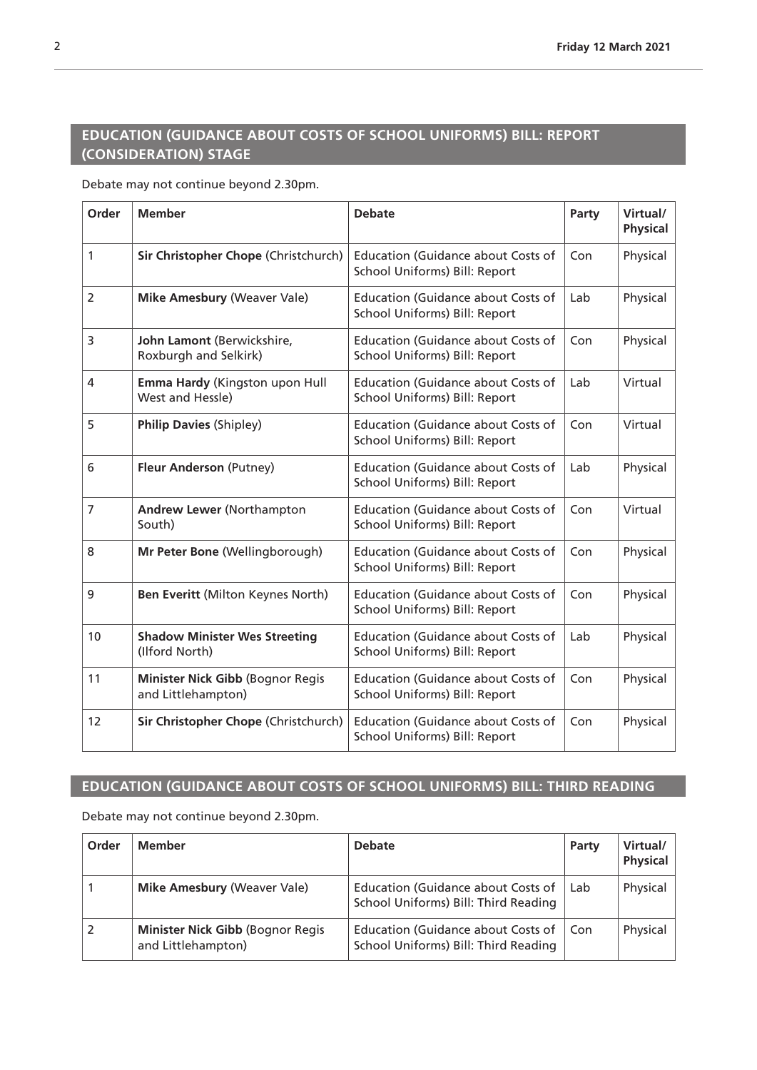## EDUCATION (GUIDANCE ABOUT COSTS OF SCHOOL UNIFORMS) BILL: REPORT (CONSIDERATION) STAGE

Debate may not continue beyond 2.30pm.

| Order | Member | Debate | Party | Virtual/ Physical |
|---|---|---|---|---|
| 1 | **Sir Christopher Chope** (Christchurch) | Education (Guidance about Costs of School Uniforms) Bill: Report | Con | Physical |
| 2 | **Mike Amesbury** (Weaver Vale) | Education (Guidance about Costs of School Uniforms) Bill: Report | Lab | Physical |
| 3 | **John Lamont** (Berwickshire, Roxburgh and Selkirk) | Education (Guidance about Costs of School Uniforms) Bill: Report | Con | Physical |
| 4 | **Emma Hardy** (Kingston upon Hull West and Hessle) | Education (Guidance about Costs of School Uniforms) Bill: Report | Lab | Virtual |
| 5 | **Philip Davies** (Shipley) | Education (Guidance about Costs of School Uniforms) Bill: Report | Con | Virtual |
| 6 | **Fleur Anderson** (Putney) | Education (Guidance about Costs of School Uniforms) Bill: Report | Lab | Physical |
| 7 | **Andrew Lewer** (Northampton South) | Education (Guidance about Costs of School Uniforms) Bill: Report | Con | Virtual |
| 8 | **Mr Peter Bone** (Wellingborough) | Education (Guidance about Costs of School Uniforms) Bill: Report | Con | Physical |
| 9 | **Ben Everitt** (Milton Keynes North) | Education (Guidance about Costs of School Uniforms) Bill: Report | Con | Physical |
| 10 | **Shadow Minister Wes Streeting** (Ilford North) | Education (Guidance about Costs of School Uniforms) Bill: Report | Lab | Physical |
| 11 | **Minister Nick Gibb** (Bognor Regis and Littlehampton) | Education (Guidance about Costs of School Uniforms) Bill: Report | Con | Physical |
| 12 | **Sir Christopher Chope** (Christchurch) | Education (Guidance about Costs of School Uniforms) Bill: Report | Con | Physical |

## EDUCATION (GUIDANCE ABOUT COSTS OF SCHOOL UNIFORMS) BILL: THIRD READING

Debate may not continue beyond 2.30pm.

| Order | Member | Debate | Party | Virtual/ Physical |
|---|---|---|---|---|
| 1 | **Mike Amesbury** (Weaver Vale) | Education (Guidance about Costs of School Uniforms) Bill: Third Reading | Lab | Physical |
| 2 | **Minister Nick Gibb** (Bognor Regis and Littlehampton) | Education (Guidance about Costs of School Uniforms) Bill: Third Reading | Con | Physical |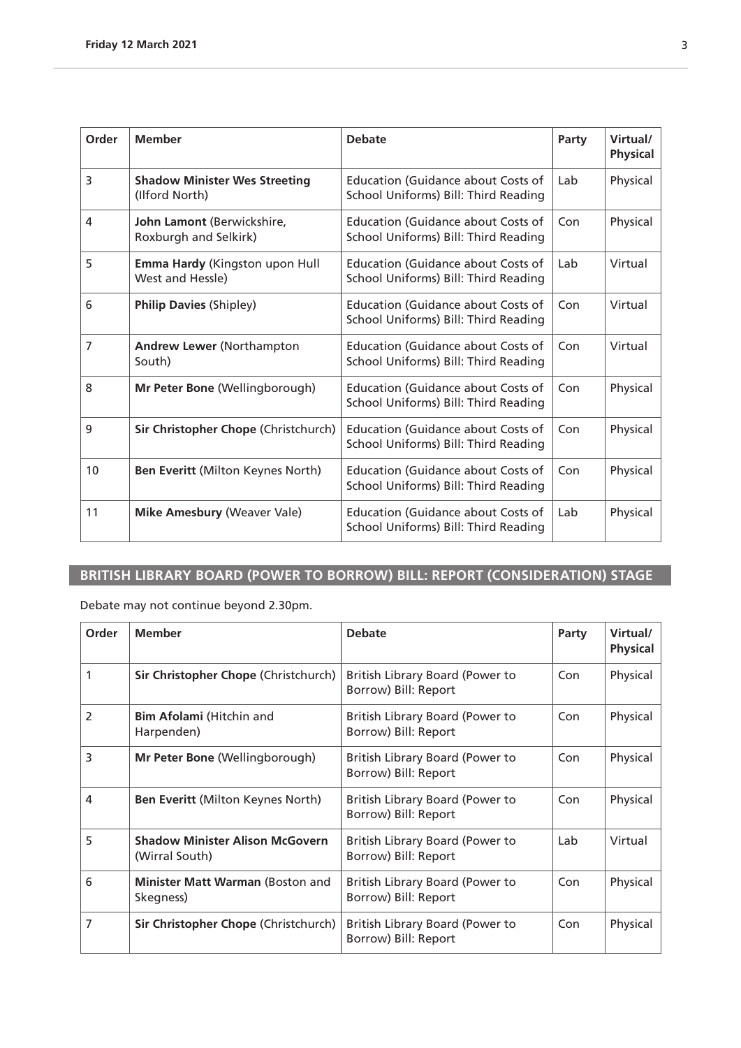| Order | Member | Debate | Party | Virtual/ Physical |
|---|---|---|---|---|
| 3 | **Shadow Minister Wes Streeting** (Ilford North) | Education (Guidance about Costs of School Uniforms) Bill: Third Reading | Lab | Physical |
| 4 | **John Lamont** (Berwickshire, Roxburgh and Selkirk) | Education (Guidance about Costs of School Uniforms) Bill: Third Reading | Con | Physical |
| 5 | **Emma Hardy** (Kingston upon Hull West and Hessle) | Education (Guidance about Costs of School Uniforms) Bill: Third Reading | Lab | Virtual |
| 6 | **Philip Davies** (Shipley) | Education (Guidance about Costs of School Uniforms) Bill: Third Reading | Con | Virtual |
| 7 | **Andrew Lewer** (Northampton South) | Education (Guidance about Costs of School Uniforms) Bill: Third Reading | Con | Virtual |
| 8 | **Mr Peter Bone** (Wellingborough) | Education (Guidance about Costs of School Uniforms) Bill: Third Reading | Con | Physical |
| 9 | **Sir Christopher Chope** (Christchurch) | Education (Guidance about Costs of School Uniforms) Bill: Third Reading | Con | Physical |
| 10 | **Ben Everitt** (Milton Keynes North) | Education (Guidance about Costs of School Uniforms) Bill: Third Reading | Con | Physical |
| 11 | **Mike Amesbury** (Weaver Vale) | Education (Guidance about Costs of School Uniforms) Bill: Third Reading | Lab | Physical |

## BRITISH LIBRARY BOARD (POWER TO BORROW) BILL: REPORT (CONSIDERATION) STAGE

Debate may not continue beyond 2.30pm.

| Order | Member | Debate | Party | Virtual/ Physical |
|---|---|---|---|---|
| 1 | **Sir Christopher Chope** (Christchurch) | British Library Board (Power to Borrow) Bill: Report | Con | Physical |
| 2 | **Bim Afolami** (Hitchin and Harpenden) | British Library Board (Power to Borrow) Bill: Report | Con | Physical |
| 3 | **Mr Peter Bone** (Wellingborough) | British Library Board (Power to Borrow) Bill: Report | Con | Physical |
| 4 | **Ben Everitt** (Milton Keynes North) | British Library Board (Power to Borrow) Bill: Report | Con | Physical |
| 5 | **Shadow Minister Alison McGovern** (Wirral South) | British Library Board (Power to Borrow) Bill: Report | Lab | Virtual |
| 6 | **Minister Matt Warman** (Boston and Skegness) | British Library Board (Power to Borrow) Bill: Report | Con | Physical |
| 7 | **Sir Christopher Chope** (Christchurch) | British Library Board (Power to Borrow) Bill: Report | Con | Physical |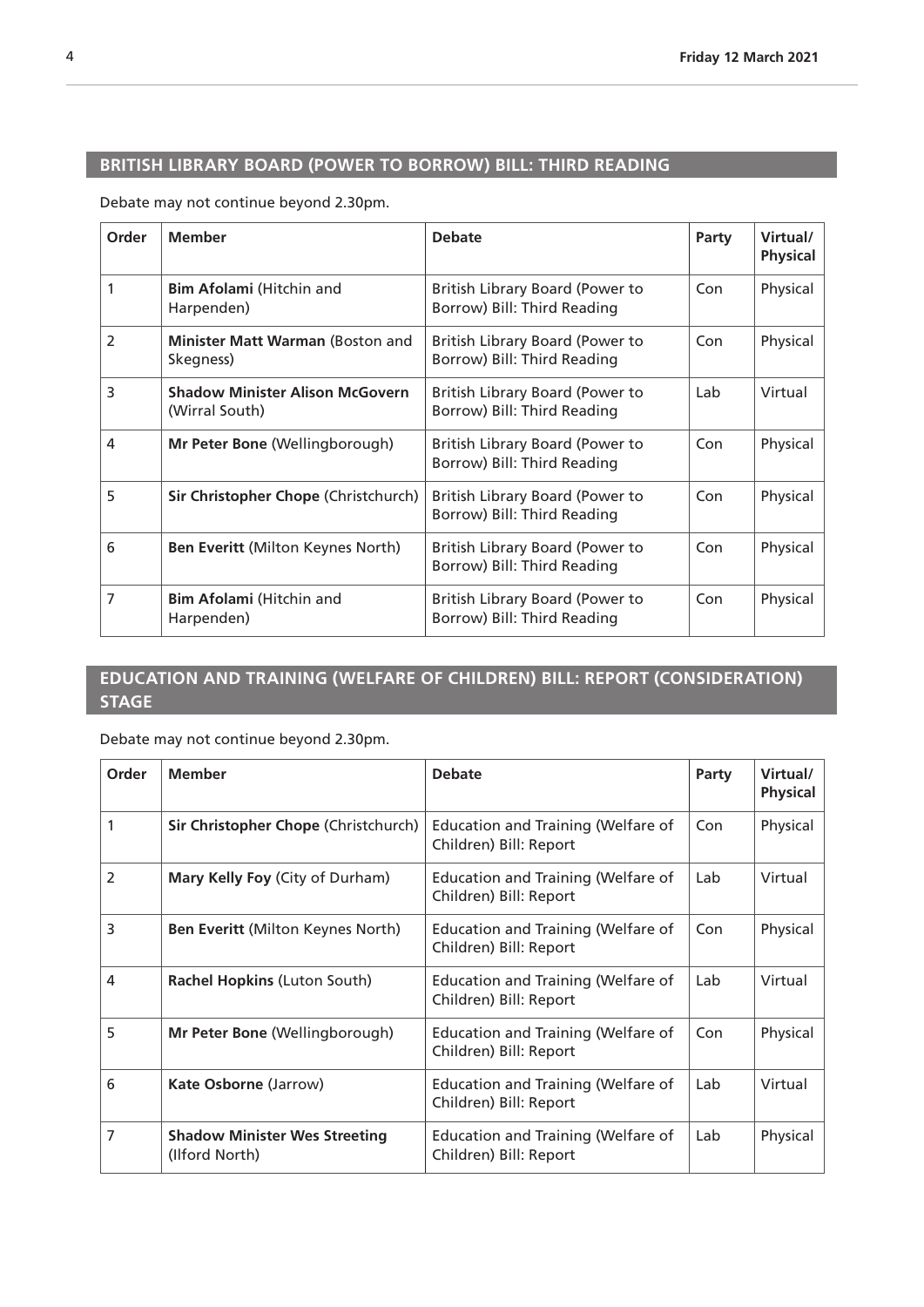## BRITISH LIBRARY BOARD (POWER TO BORROW) BILL: THIRD READING

Debate may not continue beyond 2.30pm.

| Order | Member | Debate | Party | Virtual/ Physical |
|---|---|---|---|---|
| 1 | **Bim Afolami** (Hitchin and Harpenden) | British Library Board (Power to Borrow) Bill: Third Reading | Con | Physical |
| 2 | **Minister Matt Warman** (Boston and Skegness) | British Library Board (Power to Borrow) Bill: Third Reading | Con | Physical |
| 3 | **Shadow Minister Alison McGovern** (Wirral South) | British Library Board (Power to Borrow) Bill: Third Reading | Lab | Virtual |
| 4 | **Mr Peter Bone** (Wellingborough) | British Library Board (Power to Borrow) Bill: Third Reading | Con | Physical |
| 5 | **Sir Christopher Chope** (Christchurch) | British Library Board (Power to Borrow) Bill: Third Reading | Con | Physical |
| 6 | **Ben Everitt** (Milton Keynes North) | British Library Board (Power to Borrow) Bill: Third Reading | Con | Physical |
| 7 | **Bim Afolami** (Hitchin and Harpenden) | British Library Board (Power to Borrow) Bill: Third Reading | Con | Physical |

## EDUCATION AND TRAINING (WELFARE OF CHILDREN) BILL: REPORT (CONSIDERATION) STAGE

Debate may not continue beyond 2.30pm.

| Order | Member | Debate | Party | Virtual/ Physical |
|---|---|---|---|---|
| 1 | **Sir Christopher Chope** (Christchurch) | Education and Training (Welfare of Children) Bill: Report | Con | Physical |
| 2 | **Mary Kelly Foy** (City of Durham) | Education and Training (Welfare of Children) Bill: Report | Lab | Virtual |
| 3 | **Ben Everitt** (Milton Keynes North) | Education and Training (Welfare of Children) Bill: Report | Con | Physical |
| 4 | **Rachel Hopkins** (Luton South) | Education and Training (Welfare of Children) Bill: Report | Lab | Virtual |
| 5 | **Mr Peter Bone** (Wellingborough) | Education and Training (Welfare of Children) Bill: Report | Con | Physical |
| 6 | **Kate Osborne** (Jarrow) | Education and Training (Welfare of Children) Bill: Report | Lab | Virtual |
| 7 | **Shadow Minister Wes Streeting** (Ilford North) | Education and Training (Welfare of Children) Bill: Report | Lab | Physical |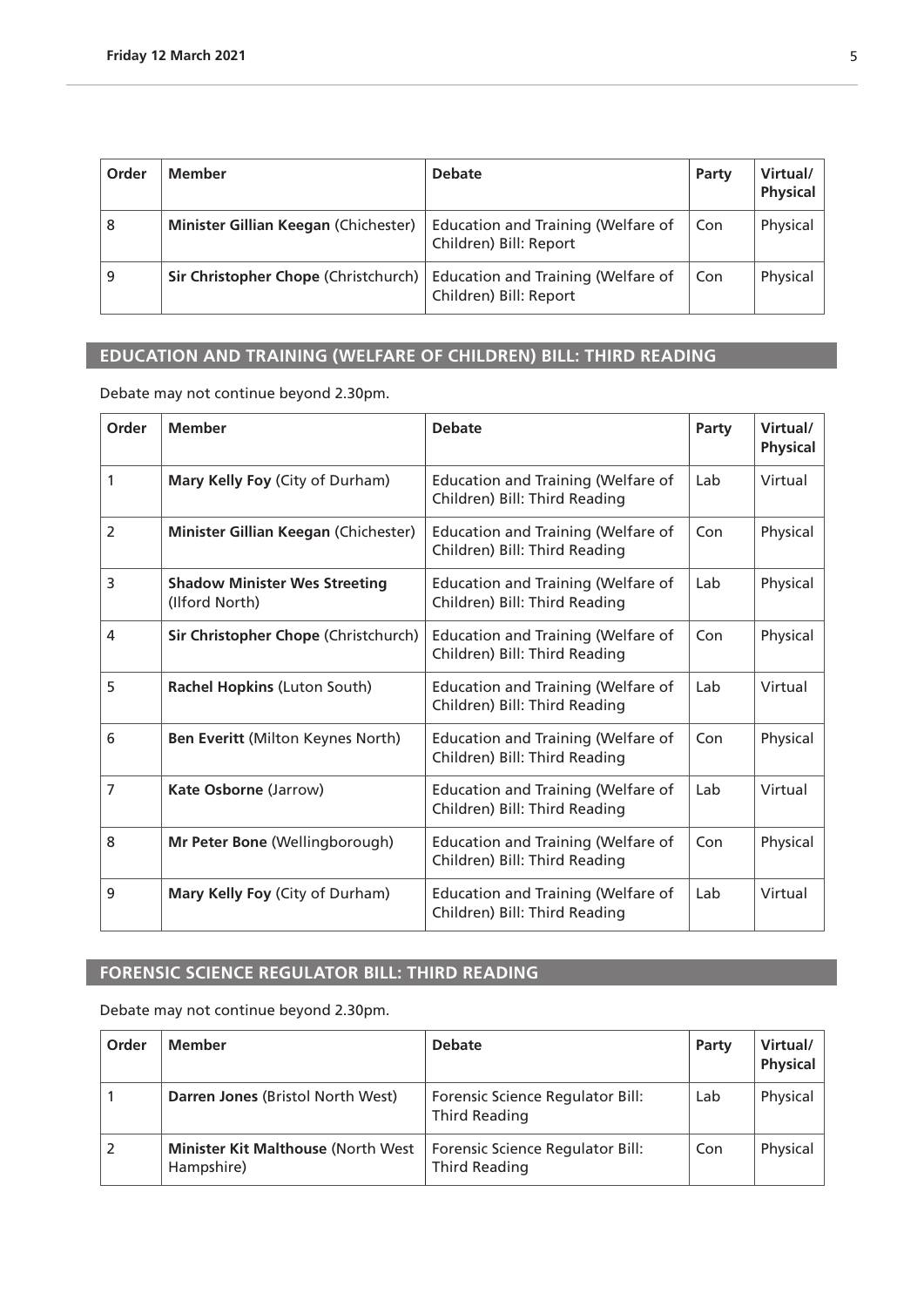| Order | Member | Debate | Party | Virtual/ Physical |
|---|---|---|---|---|
| 8 | **Minister Gillian Keegan** (Chichester) | Education and Training (Welfare of Children) Bill: Report | Con | Physical |
| 9 | **Sir Christopher Chope** (Christchurch) | Education and Training (Welfare of Children) Bill: Report | Con | Physical |

## EDUCATION AND TRAINING (WELFARE OF CHILDREN) BILL: THIRD READING

Debate may not continue beyond 2.30pm.

| Order | Member | Debate | Party | Virtual/ Physical |
|---|---|---|---|---|
| 1 | **Mary Kelly Foy** (City of Durham) | Education and Training (Welfare of Children) Bill: Third Reading | Lab | Virtual |
| 2 | **Minister Gillian Keegan** (Chichester) | Education and Training (Welfare of Children) Bill: Third Reading | Con | Physical |
| 3 | **Shadow Minister Wes Streeting** (Ilford North) | Education and Training (Welfare of Children) Bill: Third Reading | Lab | Physical |
| 4 | **Sir Christopher Chope** (Christchurch) | Education and Training (Welfare of Children) Bill: Third Reading | Con | Physical |
| 5 | **Rachel Hopkins** (Luton South) | Education and Training (Welfare of Children) Bill: Third Reading | Lab | Virtual |
| 6 | **Ben Everitt** (Milton Keynes North) | Education and Training (Welfare of Children) Bill: Third Reading | Con | Physical |
| 7 | **Kate Osborne** (Jarrow) | Education and Training (Welfare of Children) Bill: Third Reading | Lab | Virtual |
| 8 | **Mr Peter Bone** (Wellingborough) | Education and Training (Welfare of Children) Bill: Third Reading | Con | Physical |
| 9 | **Mary Kelly Foy** (City of Durham) | Education and Training (Welfare of Children) Bill: Third Reading | Lab | Virtual |

## FORENSIC SCIENCE REGULATOR BILL: THIRD READING

Debate may not continue beyond 2.30pm.

| Order | Member | Debate | Party | Virtual/ Physical |
|---|---|---|---|---|
| 1 | **Darren Jones** (Bristol North West) | Forensic Science Regulator Bill: Third Reading | Lab | Physical |
| 2 | **Minister Kit Malthouse** (North West Hampshire) | Forensic Science Regulator Bill: Third Reading | Con | Physical |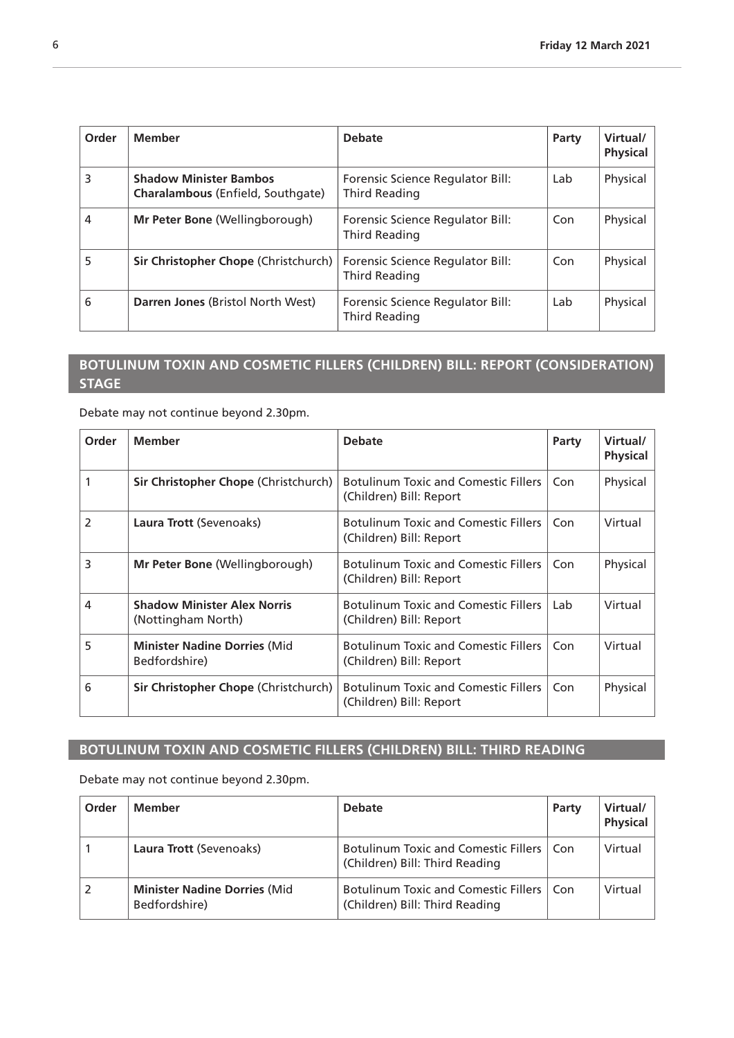| Order | Member | Debate | Party | Virtual/ Physical |
|---|---|---|---|---|
| 3 | **Shadow Minister Bambos Charalambous** (Enfield, Southgate) | Forensic Science Regulator Bill: Third Reading | Lab | Physical |
| 4 | **Mr Peter Bone** (Wellingborough) | Forensic Science Regulator Bill: Third Reading | Con | Physical |
| 5 | **Sir Christopher Chope** (Christchurch) | Forensic Science Regulator Bill: Third Reading | Con | Physical |
| 6 | **Darren Jones** (Bristol North West) | Forensic Science Regulator Bill: Third Reading | Lab | Physical |

## BOTULINUM TOXIN AND COSMETIC FILLERS (CHILDREN) BILL: REPORT (CONSIDERATION) STAGE

Debate may not continue beyond 2.30pm.

| Order | Member | Debate | Party | Virtual/ Physical |
|---|---|---|---|---|
| 1 | **Sir Christopher Chope** (Christchurch) | Botulinum Toxic and Comestic Fillers (Children) Bill: Report | Con | Physical |
| 2 | **Laura Trott** (Sevenoaks) | Botulinum Toxic and Comestic Fillers (Children) Bill: Report | Con | Virtual |
| 3 | **Mr Peter Bone** (Wellingborough) | Botulinum Toxic and Comestic Fillers (Children) Bill: Report | Con | Physical |
| 4 | **Shadow Minister Alex Norris** (Nottingham North) | Botulinum Toxic and Comestic Fillers (Children) Bill: Report | Lab | Virtual |
| 5 | **Minister Nadine Dorries** (Mid Bedfordshire) | Botulinum Toxic and Comestic Fillers (Children) Bill: Report | Con | Virtual |
| 6 | **Sir Christopher Chope** (Christchurch) | Botulinum Toxic and Comestic Fillers (Children) Bill: Report | Con | Physical |

## BOTULINUM TOXIN AND COSMETIC FILLERS (CHILDREN) BILL: THIRD READING

Debate may not continue beyond 2.30pm.

| Order | Member | Debate | Party | Virtual/ Physical |
|---|---|---|---|---|
| 1 | **Laura Trott** (Sevenoaks) | Botulinum Toxic and Comestic Fillers (Children) Bill: Third Reading | Con | Virtual |
| 2 | **Minister Nadine Dorries** (Mid Bedfordshire) | Botulinum Toxic and Comestic Fillers (Children) Bill: Third Reading | Con | Virtual |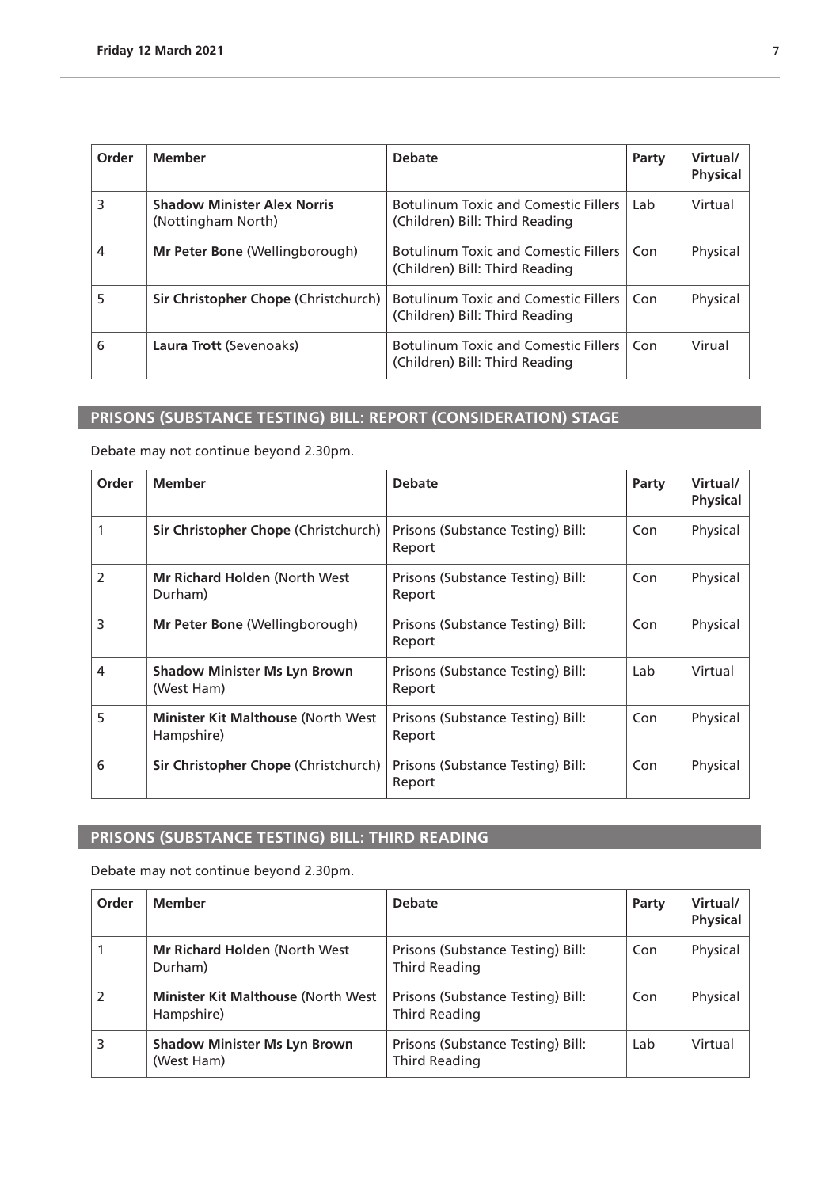| Order | Member | Debate | Party | Virtual/ Physical |
|---|---|---|---|---|
| 3 | **Shadow Minister Alex Norris** (Nottingham North) | Botulinum Toxic and Comestic Fillers (Children) Bill: Third Reading | Lab | Virtual |
| 4 | **Mr Peter Bone** (Wellingborough) | Botulinum Toxic and Comestic Fillers (Children) Bill: Third Reading | Con | Physical |
| 5 | **Sir Christopher Chope** (Christchurch) | Botulinum Toxic and Comestic Fillers (Children) Bill: Third Reading | Con | Physical |
| 6 | **Laura Trott** (Sevenoaks) | Botulinum Toxic and Comestic Fillers (Children) Bill: Third Reading | Con | Virual |

## PRISONS (SUBSTANCE TESTING) BILL: REPORT (CONSIDERATION) STAGE

Debate may not continue beyond 2.30pm.

| Order | Member | Debate | Party | Virtual/ Physical |
|---|---|---|---|---|
| 1 | **Sir Christopher Chope** (Christchurch) | Prisons (Substance Testing) Bill: Report | Con | Physical |
| 2 | **Mr Richard Holden** (North West Durham) | Prisons (Substance Testing) Bill: Report | Con | Physical |
| 3 | **Mr Peter Bone** (Wellingborough) | Prisons (Substance Testing) Bill: Report | Con | Physical |
| 4 | **Shadow Minister Ms Lyn Brown** (West Ham) | Prisons (Substance Testing) Bill: Report | Lab | Virtual |
| 5 | **Minister Kit Malthouse** (North West Hampshire) | Prisons (Substance Testing) Bill: Report | Con | Physical |
| 6 | **Sir Christopher Chope** (Christchurch) | Prisons (Substance Testing) Bill: Report | Con | Physical |

## PRISONS (SUBSTANCE TESTING) BILL: THIRD READING

Debate may not continue beyond 2.30pm.

| Order | Member | Debate | Party | Virtual/ Physical |
|---|---|---|---|---|
| 1 | **Mr Richard Holden** (North West Durham) | Prisons (Substance Testing) Bill: Third Reading | Con | Physical |
| 2 | **Minister Kit Malthouse** (North West Hampshire) | Prisons (Substance Testing) Bill: Third Reading | Con | Physical |
| 3 | **Shadow Minister Ms Lyn Brown** (West Ham) | Prisons (Substance Testing) Bill: Third Reading | Lab | Virtual |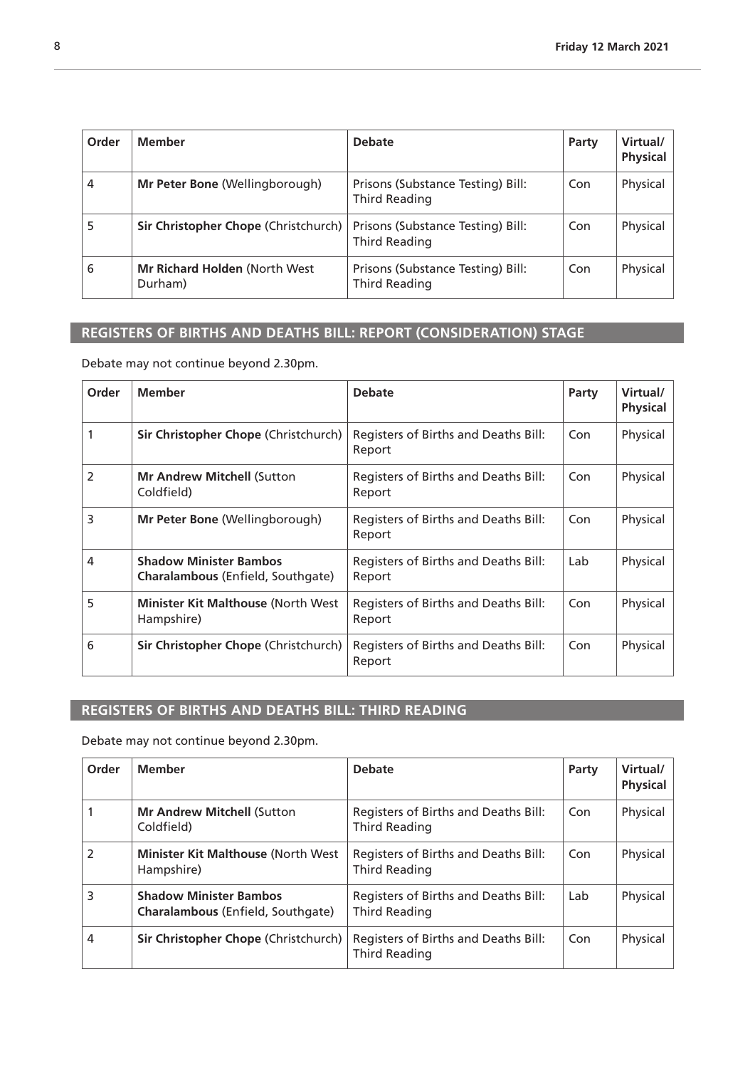| Order | Member | Debate | Party | Virtual/ Physical |
|---|---|---|---|---|
| 4 | **Mr Peter Bone** (Wellingborough) | Prisons (Substance Testing) Bill: Third Reading | Con | Physical |
| 5 | **Sir Christopher Chope** (Christchurch) | Prisons (Substance Testing) Bill: Third Reading | Con | Physical |
| 6 | **Mr Richard Holden** (North West Durham) | Prisons (Substance Testing) Bill: Third Reading | Con | Physical |

## REGISTERS OF BIRTHS AND DEATHS BILL: REPORT (CONSIDERATION) STAGE

Debate may not continue beyond 2.30pm.

| Order | Member | Debate | Party | Virtual/ Physical |
|---|---|---|---|---|
| 1 | **Sir Christopher Chope** (Christchurch) | Registers of Births and Deaths Bill: Report | Con | Physical |
| 2 | **Mr Andrew Mitchell** (Sutton Coldfield) | Registers of Births and Deaths Bill: Report | Con | Physical |
| 3 | **Mr Peter Bone** (Wellingborough) | Registers of Births and Deaths Bill: Report | Con | Physical |
| 4 | **Shadow Minister Bambos Charalambous** (Enfield, Southgate) | Registers of Births and Deaths Bill: Report | Lab | Physical |
| 5 | **Minister Kit Malthouse** (North West Hampshire) | Registers of Births and Deaths Bill: Report | Con | Physical |
| 6 | **Sir Christopher Chope** (Christchurch) | Registers of Births and Deaths Bill: Report | Con | Physical |

## REGISTERS OF BIRTHS AND DEATHS BILL: THIRD READING

Debate may not continue beyond 2.30pm.

| Order | Member | Debate | Party | Virtual/ Physical |
|---|---|---|---|---|
| 1 | **Mr Andrew Mitchell** (Sutton Coldfield) | Registers of Births and Deaths Bill: Third Reading | Con | Physical |
| 2 | **Minister Kit Malthouse** (North West Hampshire) | Registers of Births and Deaths Bill: Third Reading | Con | Physical |
| 3 | **Shadow Minister Bambos Charalambous** (Enfield, Southgate) | Registers of Births and Deaths Bill: Third Reading | Lab | Physical |
| 4 | **Sir Christopher Chope** (Christchurch) | Registers of Births and Deaths Bill: Third Reading | Con | Physical |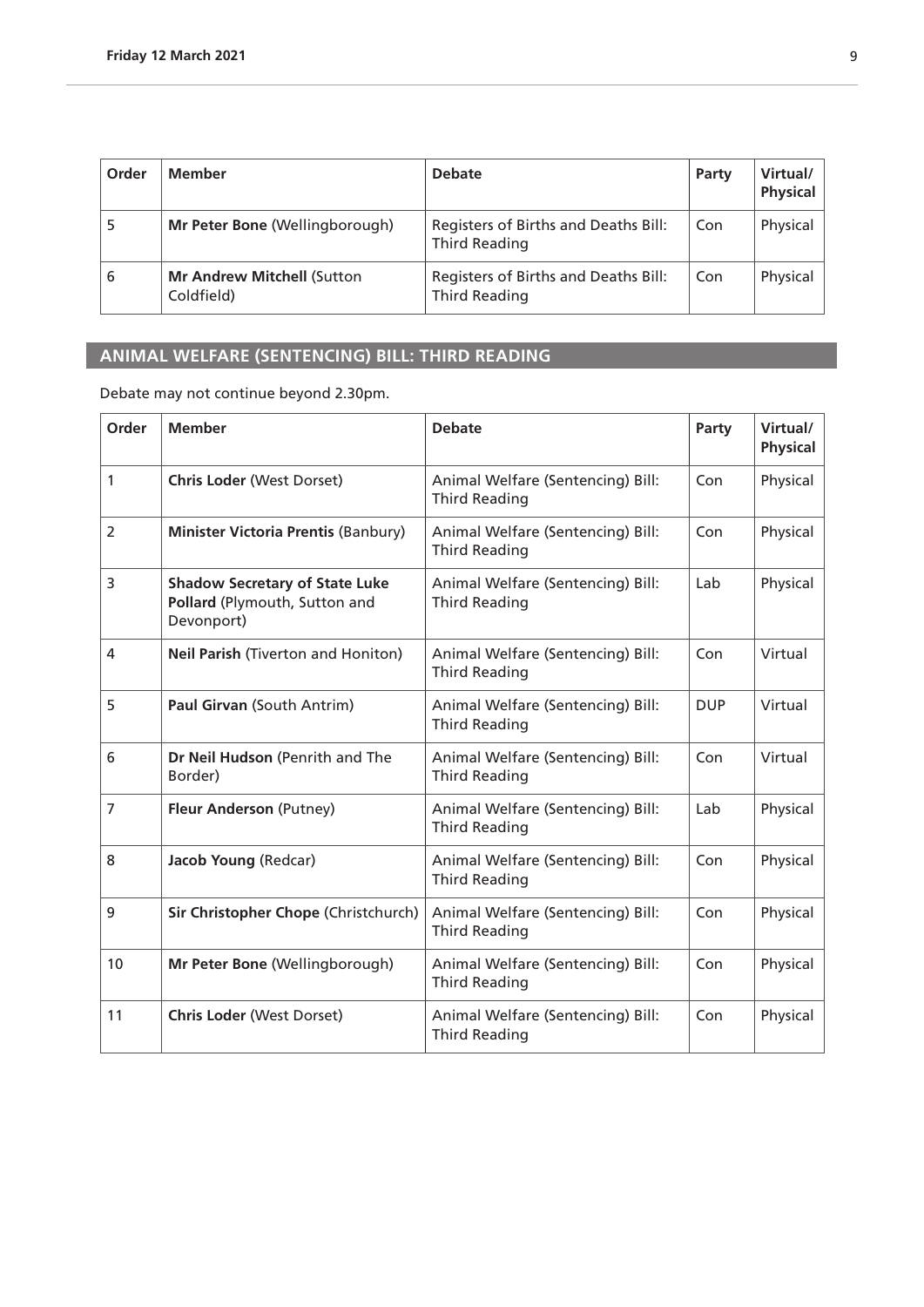| Order | Member | Debate | Party | Virtual/ Physical |
|---|---|---|---|---|
| 5 | **Mr Peter Bone** (Wellingborough) | Registers of Births and Deaths Bill: Third Reading | Con | Physical |
| 6 | **Mr Andrew Mitchell** (Sutton Coldfield) | Registers of Births and Deaths Bill: Third Reading | Con | Physical |

## ANIMAL WELFARE (SENTENCING) BILL: THIRD READING

Debate may not continue beyond 2.30pm.

| Order | Member | Debate | Party | Virtual/ Physical |
|---|---|---|---|---|
| 1 | **Chris Loder** (West Dorset) | Animal Welfare (Sentencing) Bill: Third Reading | Con | Physical |
| 2 | **Minister Victoria Prentis** (Banbury) | Animal Welfare (Sentencing) Bill: Third Reading | Con | Physical |
| 3 | **Shadow Secretary of State Luke Pollard** (Plymouth, Sutton and Devonport) | Animal Welfare (Sentencing) Bill: Third Reading | Lab | Physical |
| 4 | **Neil Parish** (Tiverton and Honiton) | Animal Welfare (Sentencing) Bill: Third Reading | Con | Virtual |
| 5 | **Paul Girvan** (South Antrim) | Animal Welfare (Sentencing) Bill: Third Reading | DUP | Virtual |
| 6 | **Dr Neil Hudson** (Penrith and The Border) | Animal Welfare (Sentencing) Bill: Third Reading | Con | Virtual |
| 7 | **Fleur Anderson** (Putney) | Animal Welfare (Sentencing) Bill: Third Reading | Lab | Physical |
| 8 | **Jacob Young** (Redcar) | Animal Welfare (Sentencing) Bill: Third Reading | Con | Physical |
| 9 | **Sir Christopher Chope** (Christchurch) | Animal Welfare (Sentencing) Bill: Third Reading | Con | Physical |
| 10 | **Mr Peter Bone** (Wellingborough) | Animal Welfare (Sentencing) Bill: Third Reading | Con | Physical |
| 11 | **Chris Loder** (West Dorset) | Animal Welfare (Sentencing) Bill: Third Reading | Con | Physical |